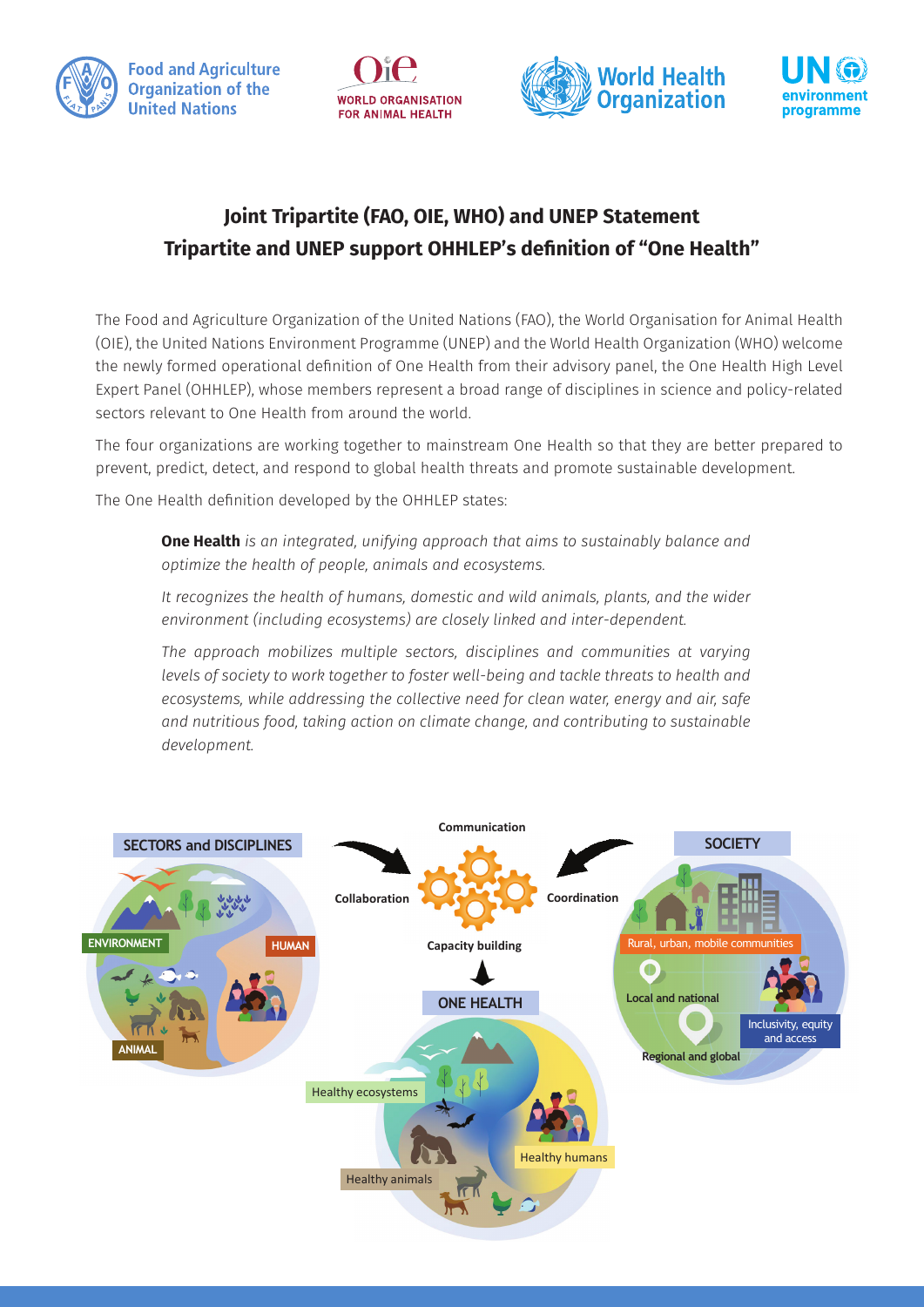# Joint Tripartite (FAO, OIE, WHO) and UNEP Statement

## Tripartite and UNEP support OHHLEP's definition of "One Health"

The Food and Agriculture Organization of the United Nations (FAO), the World Organisation for Animal Health (OIE), the United Nations Environment Programme (UNEP) and the World Health Organization (WHO) welcome the newly formed operational definition of One Health from their advisory panel, the One Health High Level Expert Panel (OHHLEP), whose members represent a broad range of disciplines in science and policy-related sectors relevant to One Health from around the world.

The four organizations are working together to mainstream One Health so that they are better prepared to prevent, predict, detect, and respond to global health threats and promote sustainable development.

The One Health definition developed by the OHHLEP states:

> **One Health** *is an integrated, unifying approach that aims to sustainably balance and optimize the health of people, animals and ecosystems.*
>
> *It recognizes the health of humans, domestic and wild animals, plants, and the wider environment (including ecosystems) are closely linked and inter-dependent.*
>
> *The approach mobilizes multiple sectors, disciplines and communities at varying levels of society to work together to foster well-being and tackle threats to health and ecosystems, while addressing the collective need for clean water, energy and air, safe and nutritious food, taking action on climate change, and contributing to sustainable development.*

SECTORS and DISCIPLINES: ENVIRONMENT, HUMAN, ANIMAL

Communication, Collaboration, Coordination, Capacity building

SOCIETY: Rural, urban, mobile communities; Local and national; Regional and global; Inclusivity, equity and access

ONE HEALTH: Healthy ecosystems, Healthy humans, Healthy animals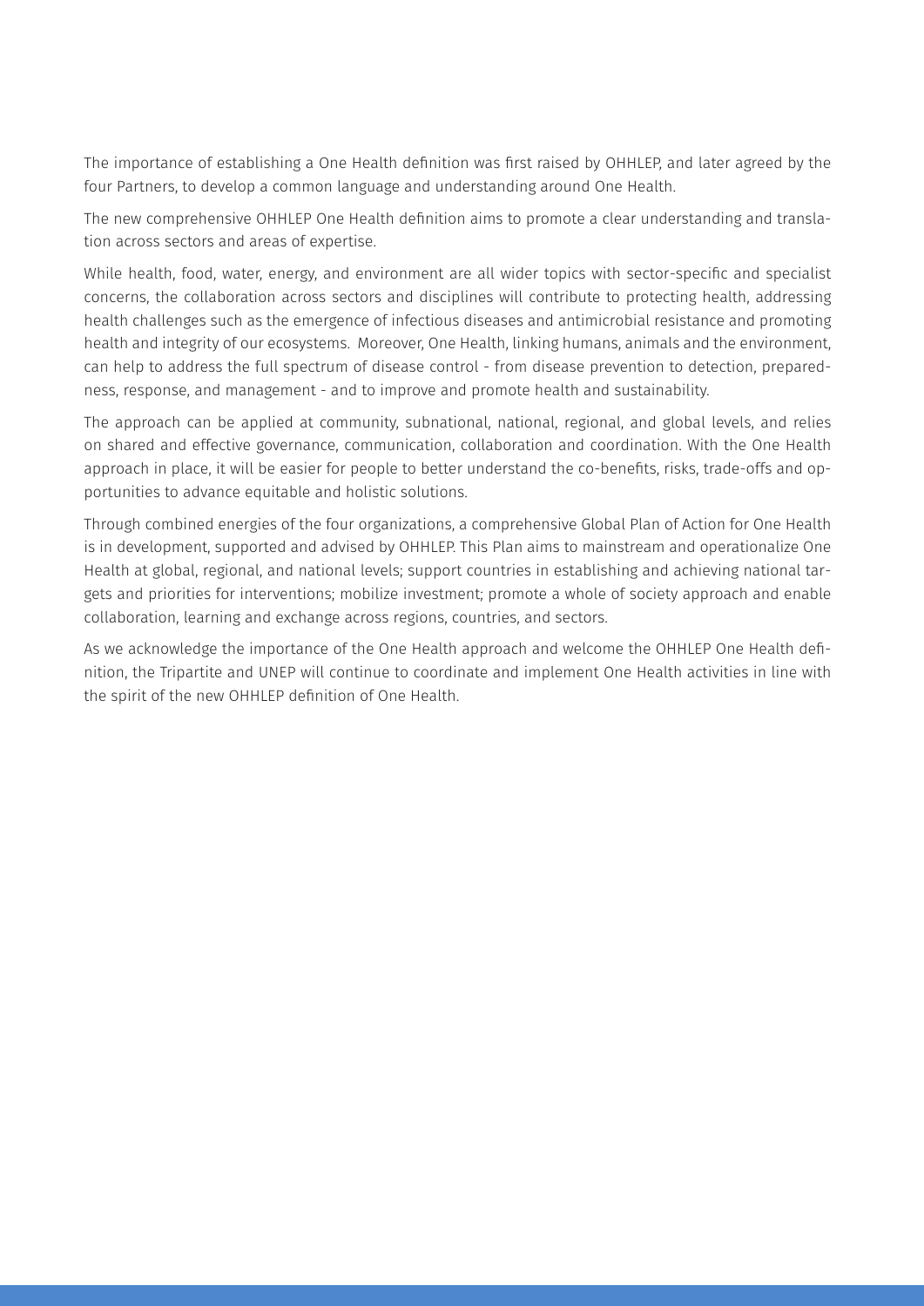The importance of establishing a One Health definition was first raised by OHHLEP, and later agreed by the four Partners, to develop a common language and understanding around One Health.

The new comprehensive OHHLEP One Health definition aims to promote a clear understanding and translation across sectors and areas of expertise.

While health, food, water, energy, and environment are all wider topics with sector-specific and specialist concerns, the collaboration across sectors and disciplines will contribute to protecting health, addressing health challenges such as the emergence of infectious diseases and antimicrobial resistance and promoting health and integrity of our ecosystems. Moreover, One Health, linking humans, animals and the environment, can help to address the full spectrum of disease control - from disease prevention to detection, preparedness, response, and management - and to improve and promote health and sustainability.

The approach can be applied at community, subnational, national, regional, and global levels, and relies on shared and effective governance, communication, collaboration and coordination. With the One Health approach in place, it will be easier for people to better understand the co-benefits, risks, trade-offs and opportunities to advance equitable and holistic solutions.

Through combined energies of the four organizations, a comprehensive Global Plan of Action for One Health is in development, supported and advised by OHHLEP. This Plan aims to mainstream and operationalize One Health at global, regional, and national levels; support countries in establishing and achieving national targets and priorities for interventions; mobilize investment; promote a whole of society approach and enable collaboration, learning and exchange across regions, countries, and sectors.

As we acknowledge the importance of the One Health approach and welcome the OHHLEP One Health definition, the Tripartite and UNEP will continue to coordinate and implement One Health activities in line with the spirit of the new OHHLEP definition of One Health.